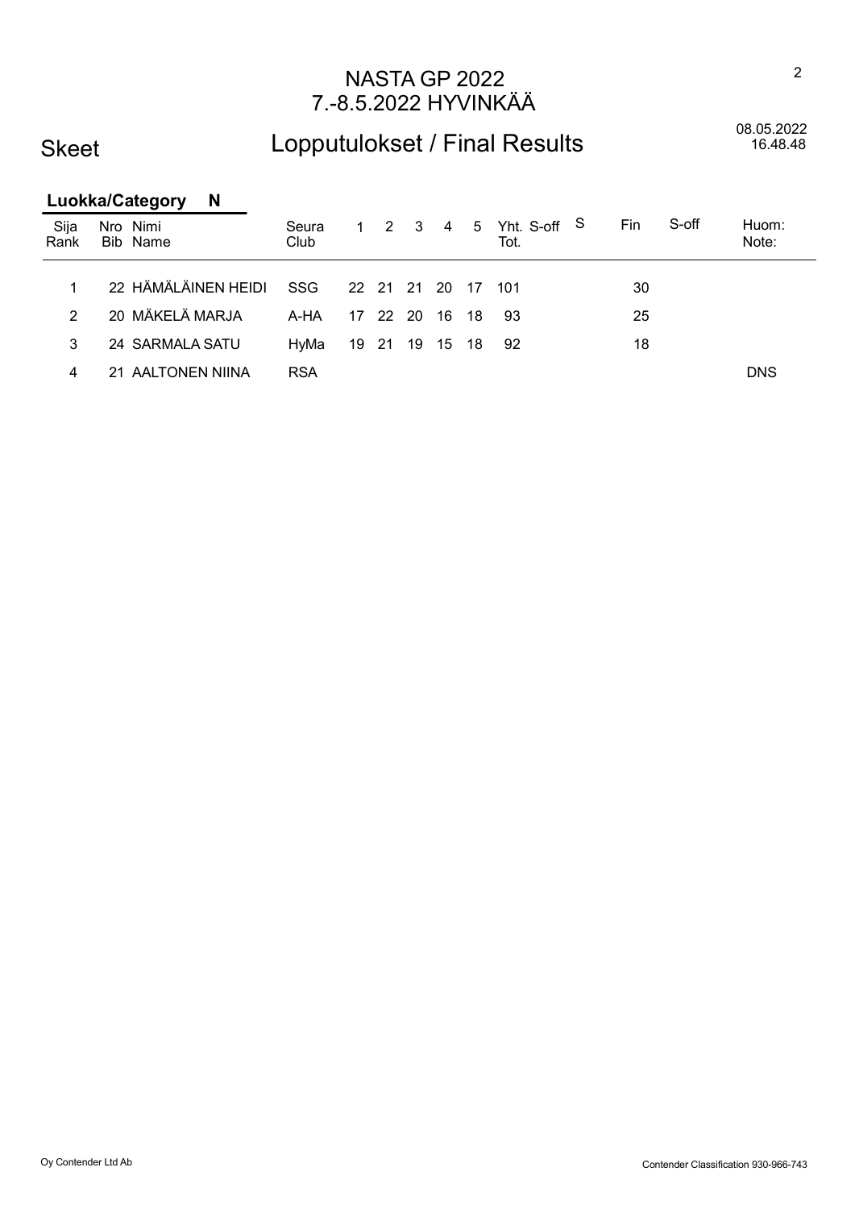# NASTA GP 2022
# 7.-8.5.2022 HYVINKÄÄ

Skeet

## Lopputulokset / Final Results

08.05.2022
16.48.48

### Luokka/Category N

| Sija Rank | Nro Bib | Nimi Name | Seura Club | 1 | 2 | 3 | 4 | 5 | Yht. Tot. | S-off | S | Fin | S-off | Huom: Note: |
|---|---|---|---|---|---|---|---|---|---|---|---|---|---|---|
| 1 | 22 | HÄMÄLÄINEN HEIDI | SSG | 22 | 21 | 21 | 20 | 17 | 101 | | | 30 | | |
| 2 | 20 | MÄKELÄ MARJA | A-HA | 17 | 22 | 20 | 16 | 18 | 93 | | | 25 | | |
| 3 | 24 | SARMALA SATU | HyMa | 19 | 21 | 19 | 15 | 18 | 92 | | | 18 | | |
| 4 | 21 | AALTONEN NIINA | RSA | | | | | | | | | | | DNS |

Oy Contender Ltd Ab

Contender Classification 930-966-743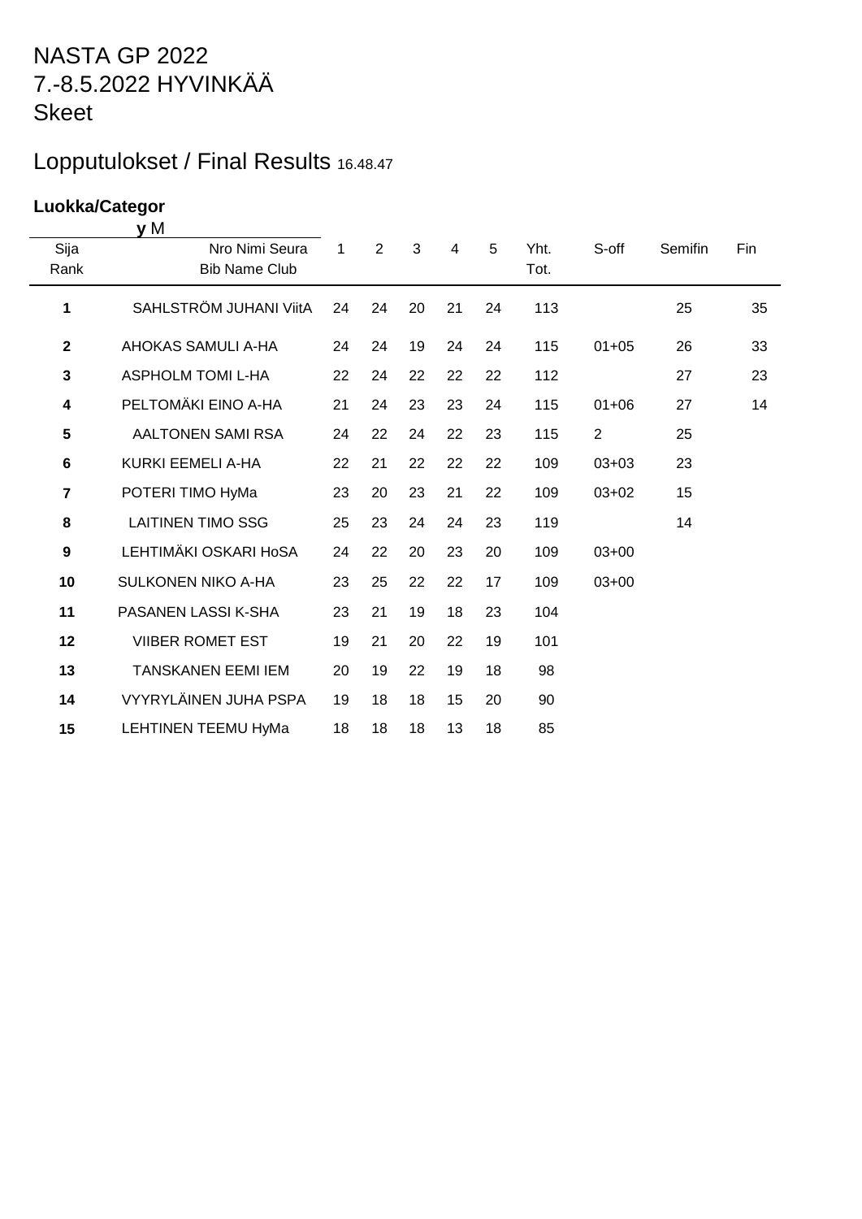# NASTA GP 2022
# 7.-8.5.2022 HYVINKÄÄ
# Skeet

## Lopputulokset / Final Results 16.48.47

**Luokka/Category** M

| Sija Rank | Nro Nimi Seura Bib Name Club | 1 | 2 | 3 | 4 | 5 | Yht. Tot. | S-off | Semifin | Fin |
|---|---|---|---|---|---|---|---|---|---|---|
| **1** | SAHLSTRÖM JUHANI ViitA | 24 | 24 | 20 | 21 | 24 | 113 | | 25 | 35 |
| **2** | AHOKAS SAMULI A-HA | 24 | 24 | 19 | 24 | 24 | 115 | 01+05 | 26 | 33 |
| **3** | ASPHOLM TOMI L-HA | 22 | 24 | 22 | 22 | 22 | 112 | | 27 | 23 |
| **4** | PELTOMÄKI EINO A-HA | 21 | 24 | 23 | 23 | 24 | 115 | 01+06 | 27 | 14 |
| **5** | AALTONEN SAMI RSA | 24 | 22 | 24 | 22 | 23 | 115 | 2 | 25 | |
| **6** | KURKI EEMELI A-HA | 22 | 21 | 22 | 22 | 22 | 109 | 03+03 | 23 | |
| **7** | POTERI TIMO HyMa | 23 | 20 | 23 | 21 | 22 | 109 | 03+02 | 15 | |
| **8** | LAITINEN TIMO SSG | 25 | 23 | 24 | 24 | 23 | 119 | | 14 | |
| **9** | LEHTIMÄKI OSKARI HoSA | 24 | 22 | 20 | 23 | 20 | 109 | 03+00 | | |
| **10** | SULKONEN NIKO A-HA | 23 | 25 | 22 | 22 | 17 | 109 | 03+00 | | |
| **11** | PASANEN LASSI K-SHA | 23 | 21 | 19 | 18 | 23 | 104 | | | |
| **12** | VIIBER ROMET EST | 19 | 21 | 20 | 22 | 19 | 101 | | | |
| **13** | TANSKANEN EEMI IEM | 20 | 19 | 22 | 19 | 18 | 98 | | | |
| **14** | VYYRYLÄINEN JUHA PSPA | 19 | 18 | 18 | 15 | 20 | 90 | | | |
| **15** | LEHTINEN TEEMU HyMa | 18 | 18 | 18 | 13 | 18 | 85 | | | |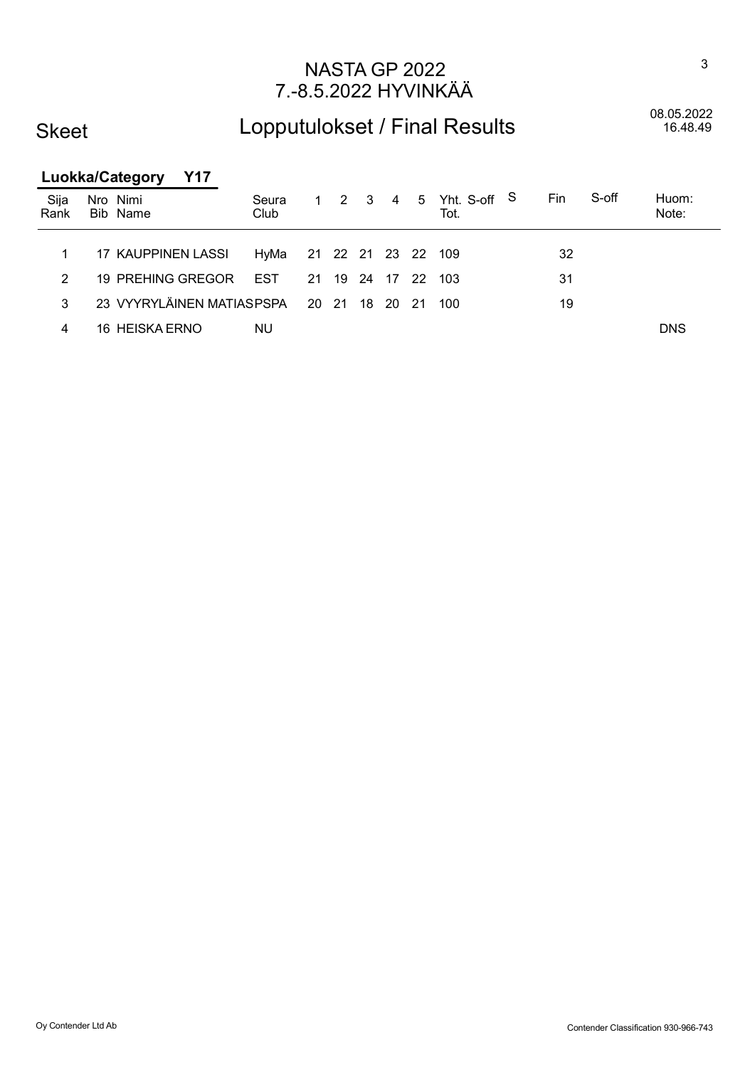# NASTA GP 2022
## 7.-8.5.2022 HYVINKÄÄ

Skeet

## Lopputulokset / Final Results

08.05.2022
16.48.49

### Luokka/Category Y17

| Sija Rank | Nro Bib | Nimi Name | Seura Club | 1 | 2 | 3 | 4 | 5 | Yht. Tot. | S-off | S | Fin | S-off | Huom: Note: |
|---|---|---|---|---|---|---|---|---|---|---|---|---|---|---|
| 1 | 17 | KAUPPINEN LASSI | HyMa | 21 | 22 | 21 | 23 | 22 | 109 | | | 32 | | |
| 2 | 19 | PREHING GREGOR | EST | 21 | 19 | 24 | 17 | 22 | 103 | | | 31 | | |
| 3 | 23 | VYYRYLÄINEN MATIAS | PSPA | 20 | 21 | 18 | 20 | 21 | 100 | | | 19 | | |
| 4 | 16 | HEISKA ERNO | NU | | | | | | | | | | | DNS |

Oy Contender Ltd Ab

Contender Classification 930-966-743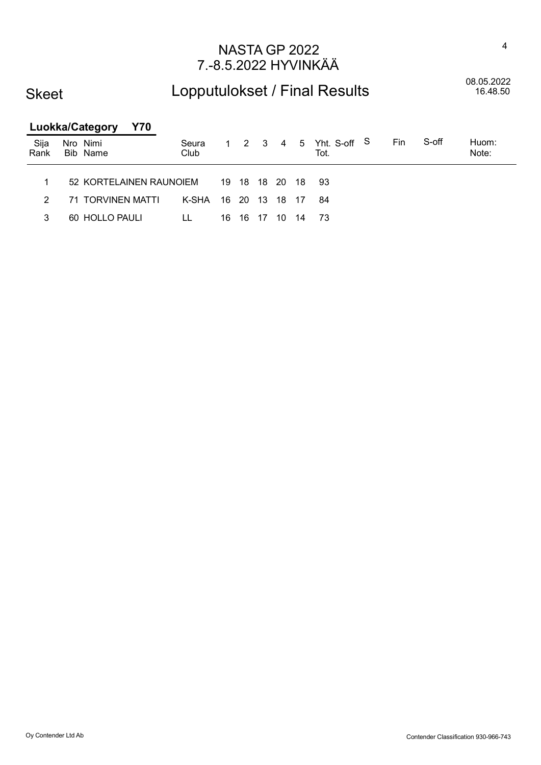# NASTA GP 2022
## 7.-8.5.2022 HYVINKÄÄ

## Skeet — Lopputulokset / Final Results

08.05.2022
16.48.50

### Luokka/Category Y70

| Sija Rank | Nro Bib | Nimi Name | Seura Club | 1 | 2 | 3 | 4 | 5 | Yht. Tot. | S-off | S | Fin | S-off | Huom: Note: |
|---|---|---|---|---|---|---|---|---|---|---|---|---|---|---|
| 1 | 52 | KORTELAINEN RAUNO | IEM | 19 | 18 | 18 | 20 | 18 | 93 | | | | | |
| 2 | 71 | TORVINEN MATTI | K-SHA | 16 | 20 | 13 | 18 | 17 | 84 | | | | | |
| 3 | 60 | HOLLO PAULI | LL | 16 | 16 | 17 | 10 | 14 | 73 | | | | | |

Oy Contender Ltd Ab — Contender Classification 930-966-743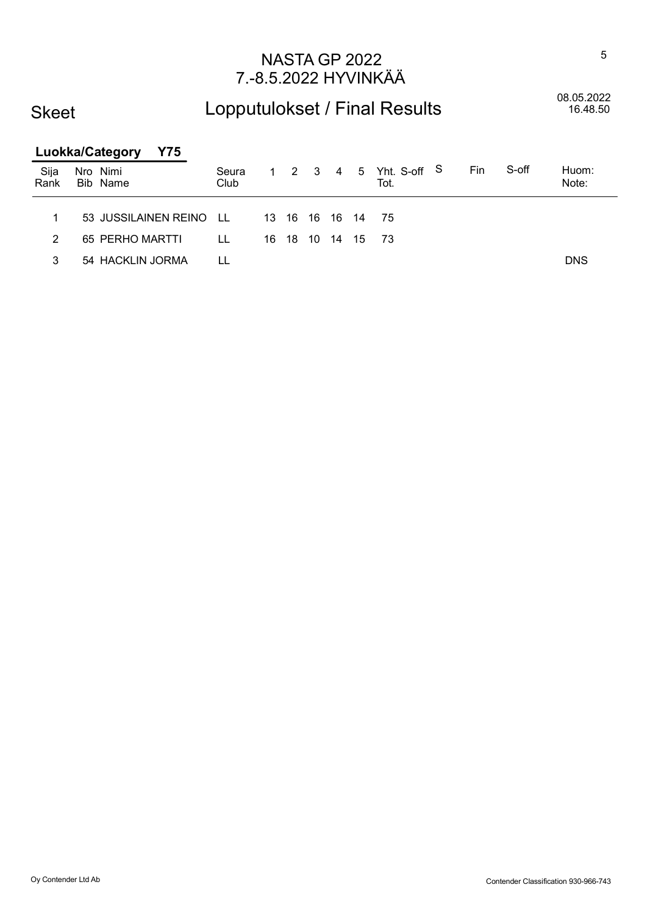# NASTA GP 2022
## 7.-8.5.2022 HYVINKÄÄ

**Skeet** — Lopputulokset / Final Results

08.05.2022
16.48.50

### Luokka/Category Y75

| Sija Rank | Nro Bib | Nimi Name | Seura Club | 1 | 2 | 3 | 4 | 5 | Yht. Tot. | S-off | S | Fin | S-off | Huom: Note: |
|---|---|---|---|---|---|---|---|---|---|---|---|---|---|---|
| 1 | 53 | JUSSILAINEN REINO | LL | 13 | 16 | 16 | 16 | 14 | 75 | | | | | |
| 2 | 65 | PERHO MARTTI | LL | 16 | 18 | 10 | 14 | 15 | 73 | | | | | |
| 3 | 54 | HACKLIN JORMA | LL | | | | | | | | | | | DNS |

Oy Contender Ltd Ab — Contender Classification 930-966-743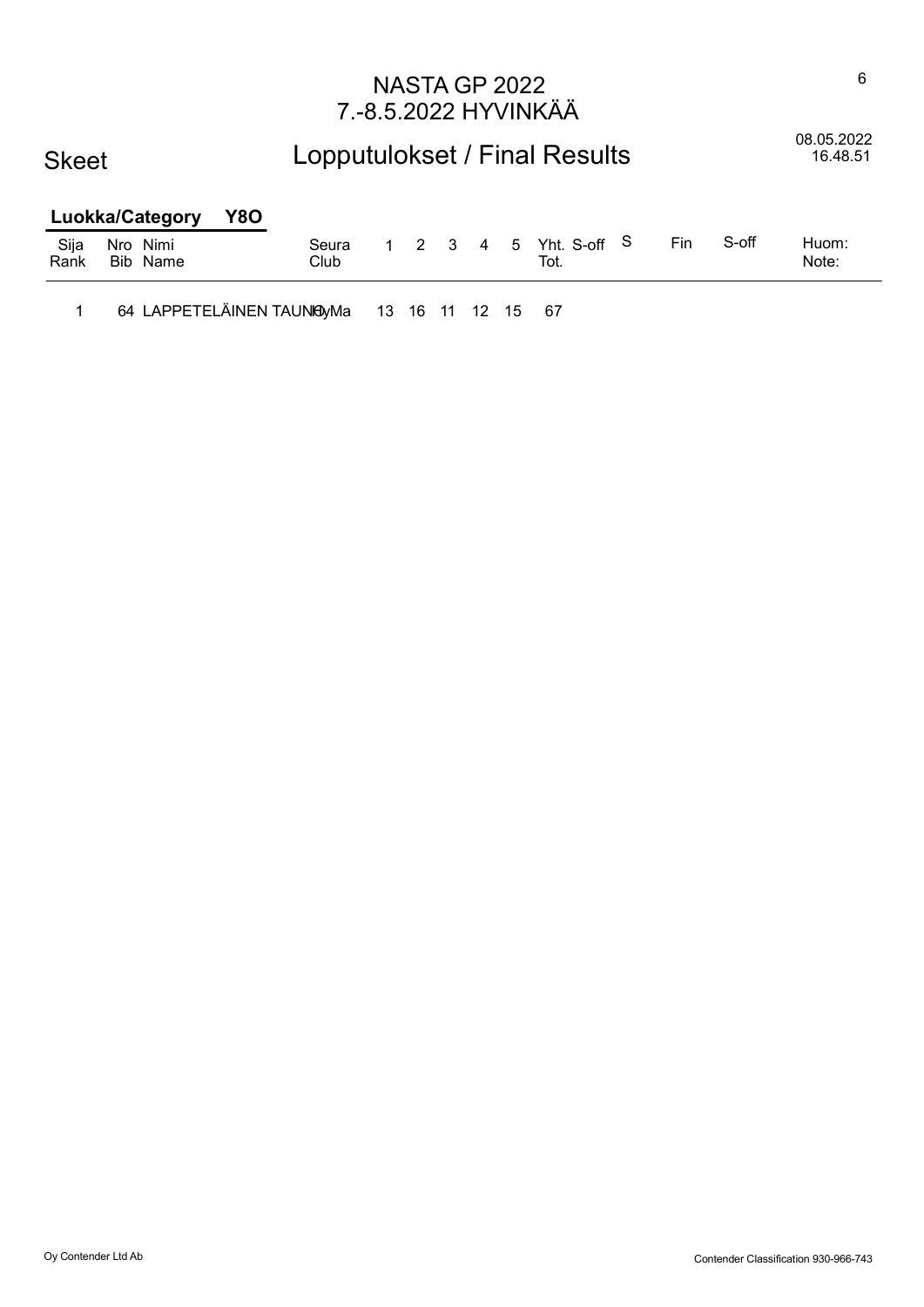# NASTA GP 2022
## 7.-8.5.2022 HYVINKÄÄ

**Skeet** — **Lopputulokset / Final Results** — 08.05.2022 16.48.51

### Luokka/Category Y8O

| Sija Rank | Nro Bib | Nimi Name | Seura Club | 1 | 2 | 3 | 4 | 5 | Yht. Tot. | S-off | S | Fin | S-off | Huom: Note: |
|---|---|---|---|---|---|---|---|---|---|---|---|---|---|---|
| 1 | 64 | LAPPETELÄINEN TAUNO | HyMa | 13 | 16 | 11 | 12 | 15 | 67 | | | | | |

Oy Contender Ltd Ab — Contender Classification 930-966-743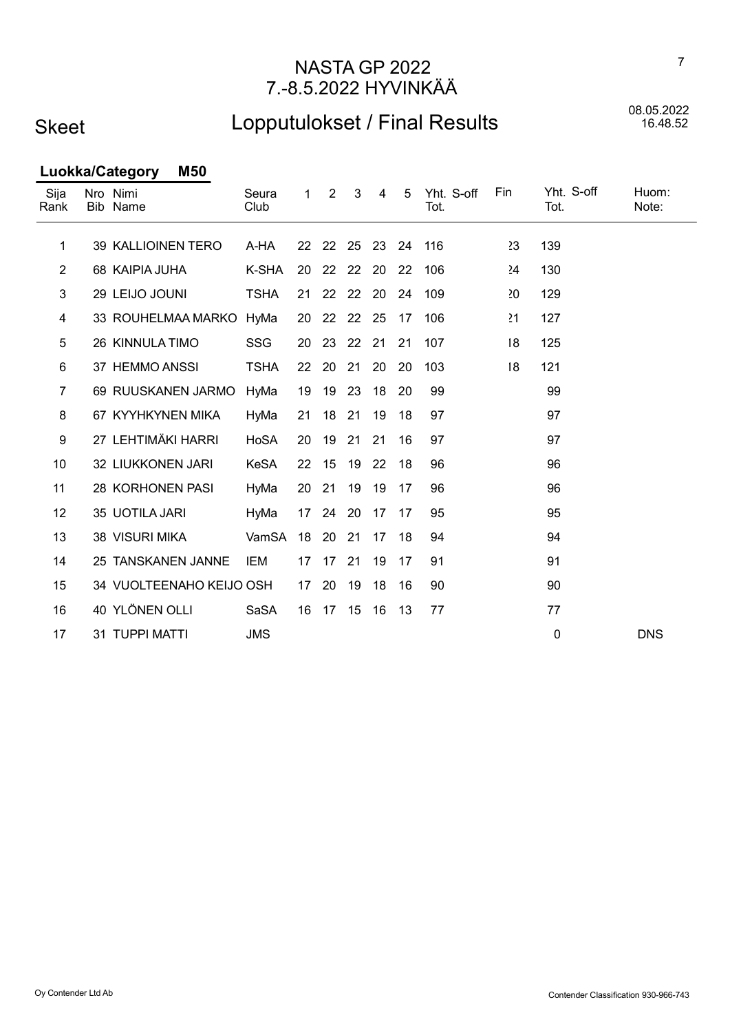# NASTA GP 2022
## 7.-8.5.2022 HYVINKÄÄ

Skeet

## Lopputulokset / Final Results

08.05.2022
16.48.52

### Luokka/Category M50

| Sija Rank | Nro Bib | Nimi Name | Seura Club | 1 | 2 | 3 | 4 | 5 | Yht. Tot. | S-off | Fin | Yht. Tot. | S-off | Huom: Note: |
|---|---|---|---|---|---|---|---|---|---|---|---|---|---|---|
| 1 | 39 | KALLIOINEN TERO | A-HA | 22 | 22 | 25 | 23 | 24 | 116 | | 23 | 139 | | |
| 2 | 68 | KAIPIA JUHA | K-SHA | 20 | 22 | 22 | 20 | 22 | 106 | | 24 | 130 | | |
| 3 | 29 | LEIJO JOUNI | TSHA | 21 | 22 | 22 | 20 | 24 | 109 | | 20 | 129 | | |
| 4 | 33 | ROUHELMAA MARKO | HyMa | 20 | 22 | 22 | 25 | 17 | 106 | | 21 | 127 | | |
| 5 | 26 | KINNULA TIMO | SSG | 20 | 23 | 22 | 21 | 21 | 107 | | 18 | 125 | | |
| 6 | 37 | HEMMO ANSSI | TSHA | 22 | 20 | 21 | 20 | 20 | 103 | | 18 | 121 | | |
| 7 | 69 | RUUSKANEN JARMO | HyMa | 19 | 19 | 23 | 18 | 20 | 99 | | | 99 | | |
| 8 | 67 | KYYHKYNEN MIKA | HyMa | 21 | 18 | 21 | 19 | 18 | 97 | | | 97 | | |
| 9 | 27 | LEHTIMÄKI HARRI | HoSA | 20 | 19 | 21 | 21 | 16 | 97 | | | 97 | | |
| 10 | 32 | LIUKKONEN JARI | KeSA | 22 | 15 | 19 | 22 | 18 | 96 | | | 96 | | |
| 11 | 28 | KORHONEN PASI | HyMa | 20 | 21 | 19 | 19 | 17 | 96 | | | 96 | | |
| 12 | 35 | UOTILA JARI | HyMa | 17 | 24 | 20 | 17 | 17 | 95 | | | 95 | | |
| 13 | 38 | VISURI MIKA | VamSA | 18 | 20 | 21 | 17 | 18 | 94 | | | 94 | | |
| 14 | 25 | TANSKANEN JANNE | IEM | 17 | 17 | 21 | 19 | 17 | 91 | | | 91 | | |
| 15 | 34 | VUOLTEENAHO KEIJO | OSH | 17 | 20 | 19 | 18 | 16 | 90 | | | 90 | | |
| 16 | 40 | YLÖNEN OLLI | SaSA | 16 | 17 | 15 | 16 | 13 | 77 | | | 77 | | |
| 17 | 31 | TUPPI MATTI | JMS | | | | | | | | | 0 | | DNS |

Oy Contender Ltd Ab

Contender Classification 930-966-743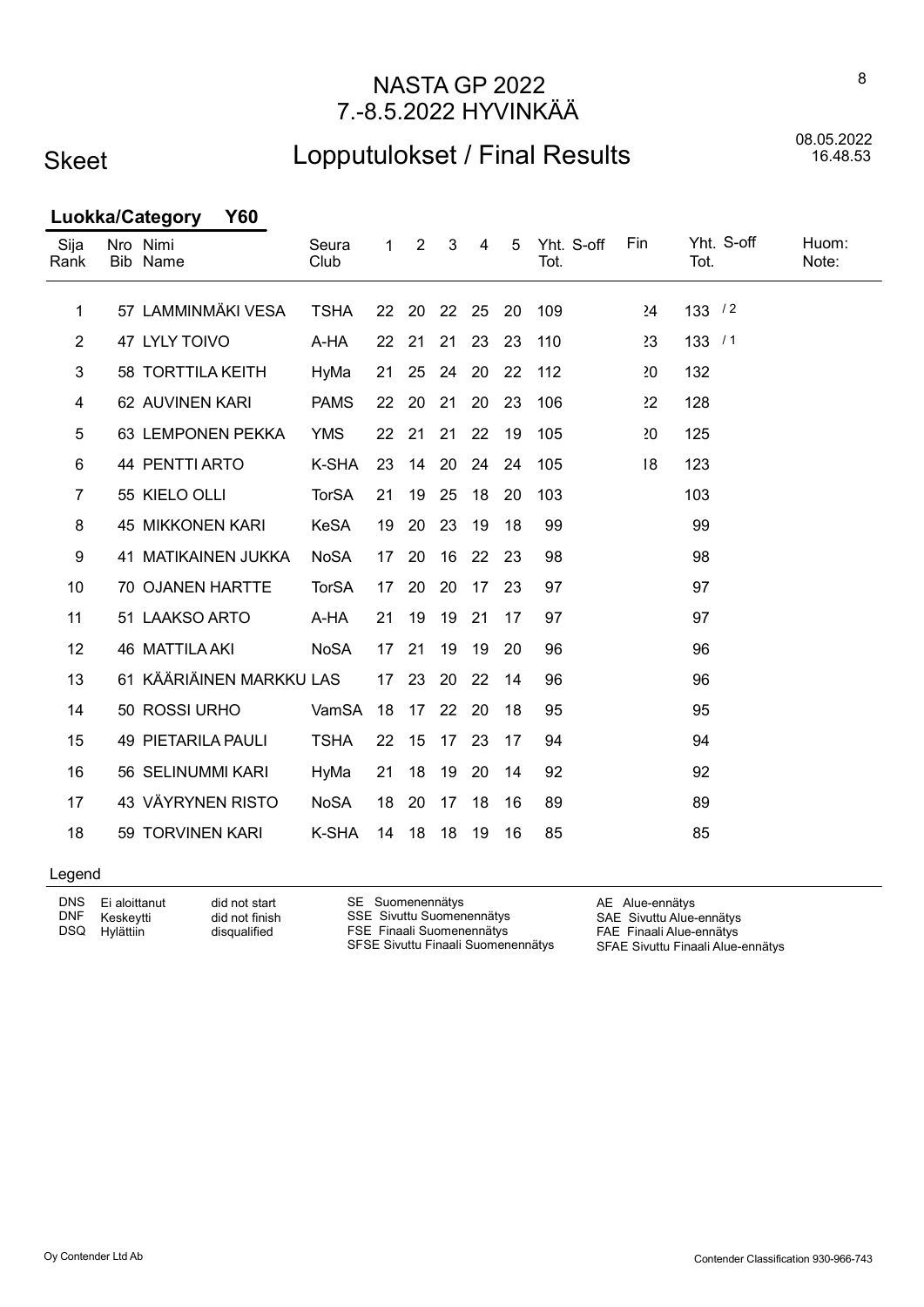# NASTA GP 2022
## 7.-8.5.2022 HYVINKÄÄ

Skeet

## Lopputulokset / Final Results

08.05.2022
16.48.53

### Luokka/Category Y60

| Sija Rank | Nro Bib | Nimi Name | Seura Club | 1 | 2 | 3 | 4 | 5 | Yht. Tot. | S-off | Fin | Yht. Tot. | S-off | Huom: Note: |
|---|---|---|---|---|---|---|---|---|---|---|---|---|---|---|
| 1 | 57 | LAMMINMÄKI VESA | TSHA | 22 | 20 | 22 | 25 | 20 | 109 | | 24 | 133 | / 2 | |
| 2 | 47 | LYLY TOIVO | A-HA | 22 | 21 | 21 | 23 | 23 | 110 | | 23 | 133 | / 1 | |
| 3 | 58 | TORTTILA KEITH | HyMa | 21 | 25 | 24 | 20 | 22 | 112 | | 20 | 132 | | |
| 4 | 62 | AUVINEN KARI | PAMS | 22 | 20 | 21 | 20 | 23 | 106 | | 22 | 128 | | |
| 5 | 63 | LEMPONEN PEKKA | YMS | 22 | 21 | 21 | 22 | 19 | 105 | | 20 | 125 | | |
| 6 | 44 | PENTTI ARTO | K-SHA | 23 | 14 | 20 | 24 | 24 | 105 | | 18 | 123 | | |
| 7 | 55 | KIELO OLLI | TorSA | 21 | 19 | 25 | 18 | 20 | 103 | | | 103 | | |
| 8 | 45 | MIKKONEN KARI | KeSA | 19 | 20 | 23 | 19 | 18 | 99 | | | 99 | | |
| 9 | 41 | MATIKAINEN JUKKA | NoSA | 17 | 20 | 16 | 22 | 23 | 98 | | | 98 | | |
| 10 | 70 | OJANEN HARTTE | TorSA | 17 | 20 | 20 | 17 | 23 | 97 | | | 97 | | |
| 11 | 51 | LAAKSO ARTO | A-HA | 21 | 19 | 19 | 21 | 17 | 97 | | | 97 | | |
| 12 | 46 | MATTILA AKI | NoSA | 17 | 21 | 19 | 19 | 20 | 96 | | | 96 | | |
| 13 | 61 | KÄÄRIÄINEN MARKKU | LAS | 17 | 23 | 20 | 22 | 14 | 96 | | | 96 | | |
| 14 | 50 | ROSSI URHO | VamSA | 18 | 17 | 22 | 20 | 18 | 95 | | | 95 | | |
| 15 | 49 | PIETARILA PAULI | TSHA | 22 | 15 | 17 | 23 | 17 | 94 | | | 94 | | |
| 16 | 56 | SELINUMMI KARI | HyMa | 21 | 18 | 19 | 20 | 14 | 92 | | | 92 | | |
| 17 | 43 | VÄYRYNEN RISTO | NoSA | 18 | 20 | 17 | 18 | 16 | 89 | | | 89 | | |
| 18 | 59 | TORVINEN KARI | K-SHA | 14 | 18 | 18 | 19 | 16 | 85 | | | 85 | | |

Legend

| | | |
|---|---|---|
| DNS | Ei aloittanut | did not start |
| DNF | Keskeytti | did not finish |
| DSQ | Hylättiin | disqualified |

SE Suomenennätys
SSE Sivuttu Suomenennätys
FSE Finaali Suomenennätys
SFSE Sivuttu Finaali Suomenennätys

AE Alue-ennätys
SAE Sivuttu Alue-ennätys
FAE Finaali Alue-ennätys
SFAE Sivuttu Finaali Alue-ennätys

Oy Contender Ltd Ab

Contender Classification 930-966-743